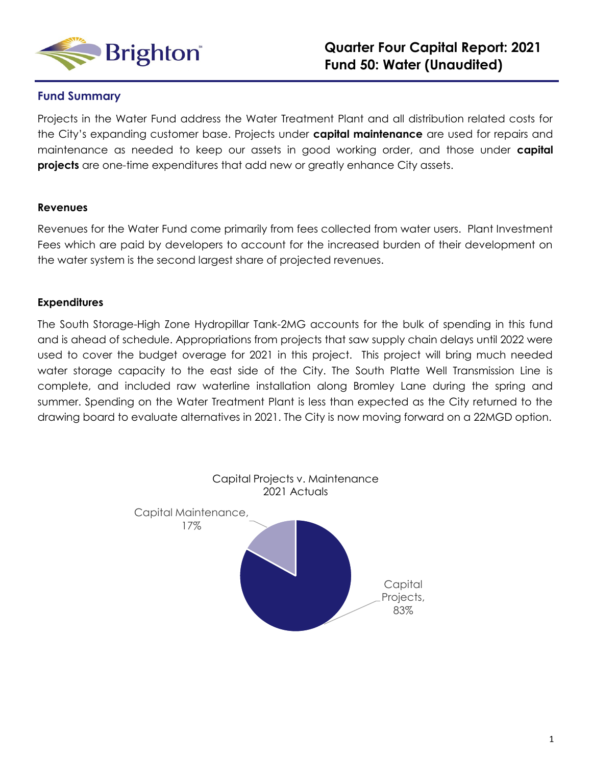# Quarter Four Capital Report: 2021
# Fund 50: Water (Unaudited)

## Fund Summary

Projects in the Water Fund address the Water Treatment Plant and all distribution related costs for the City's expanding customer base. Projects under **capital maintenance** are used for repairs and maintenance as needed to keep our assets in good working order, and those under **capital projects** are one-time expenditures that add new or greatly enhance City assets.

### Revenues

Revenues for the Water Fund come primarily from fees collected from water users. Plant Investment Fees which are paid by developers to account for the increased burden of their development on the water system is the second largest share of projected revenues.

### Expenditures

The South Storage-High Zone Hydropillar Tank-2MG accounts for the bulk of spending in this fund and is ahead of schedule. Appropriations from projects that saw supply chain delays until 2022 were used to cover the budget overage for 2021 in this project. This project will bring much needed water storage capacity to the east side of the City. The South Platte Well Transmission Line is complete, and included raw waterline installation along Bromley Lane during the spring and summer. Spending on the Water Treatment Plant is less than expected as the City returned to the drawing board to evaluate alternatives in 2021. The City is now moving forward on a 22MGD option.

Capital Projects v. Maintenance
2021 Actuals

| Category | Share |
|---|---|
| Capital Maintenance | 17% |
| Capital Projects | 83% |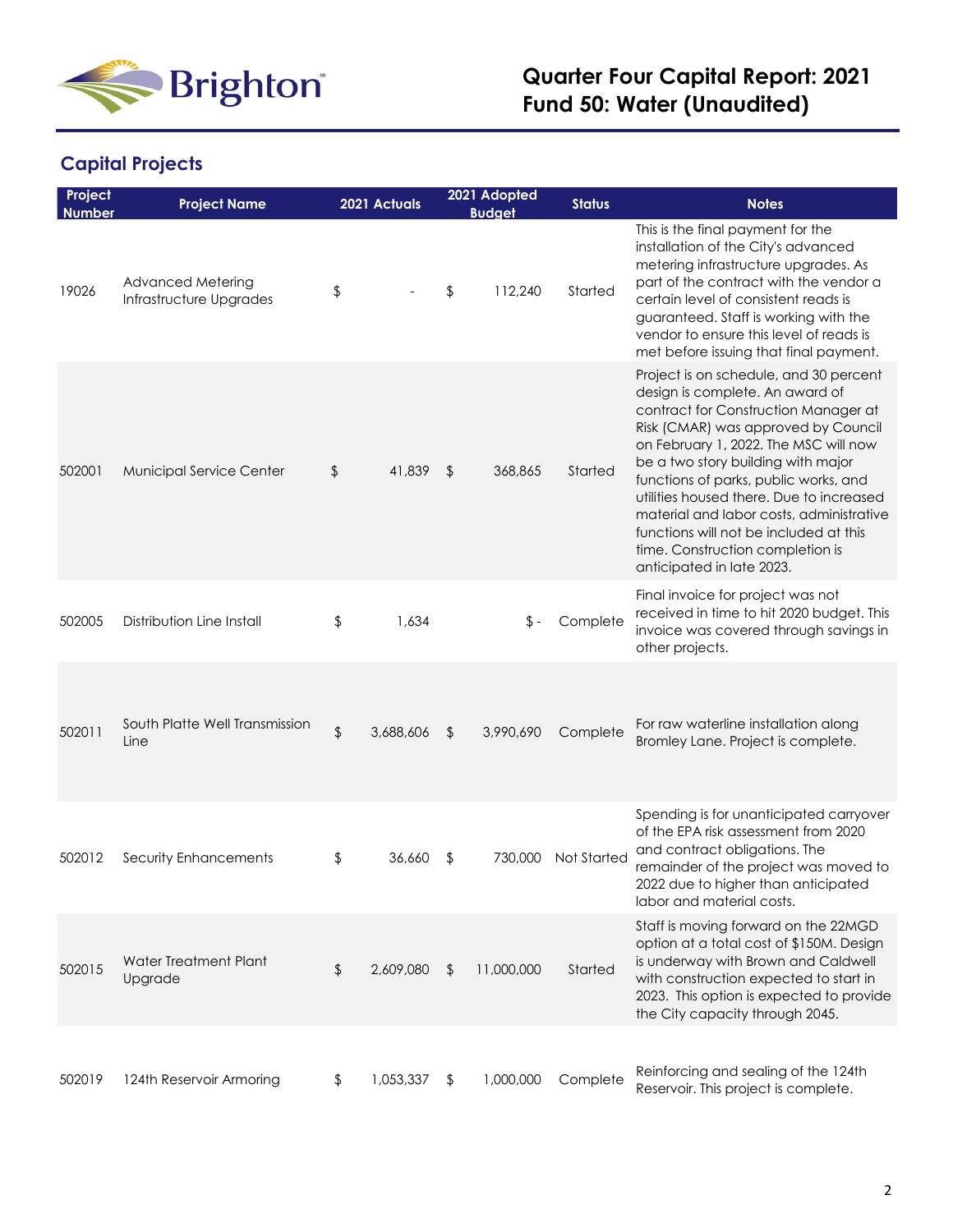# Quarter Four Capital Report: 2021
# Fund 50: Water (Unaudited)

## Capital Projects

| Project Number | Project Name | 2021 Actuals | 2021 Adopted Budget | Status | Notes |
|---|---|---|---|---|---|
| 19026 | Advanced Metering Infrastructure Upgrades | $ - | $ 112,240 | Started | This is the final payment for the installation of the City's advanced metering infrastructure upgrades. As part of the contract with the vendor a certain level of consistent reads is guaranteed. Staff is working with the vendor to ensure this level of reads is met before issuing that final payment. |
| 502001 | Municipal Service Center | $ 41,839 | $ 368,865 | Started | Project is on schedule, and 30 percent design is complete. An award of contract for Construction Manager at Risk (CMAR) was approved by Council on February 1, 2022. The MSC will now be a two story building with major functions of parks, public works, and utilities housed there. Due to increased material and labor costs, administrative functions will not be included at this time. Construction completion is anticipated in late 2023. |
| 502005 | Distribution Line Install | $ 1,634 | $ - | Complete | Final invoice for project was not received in time to hit 2020 budget. This invoice was covered through savings in other projects. |
| 502011 | South Platte Well Transmission Line | $ 3,688,606 | $ 3,990,690 | Complete | For raw waterline installation along Bromley Lane. Project is complete. |
| 502012 | Security Enhancements | $ 36,660 | $ 730,000 | Not Started | Spending is for unanticipated carryover of the EPA risk assessment from 2020 and contract obligations. The remainder of the project was moved to 2022 due to higher than anticipated labor and material costs. |
| 502015 | Water Treatment Plant Upgrade | $ 2,609,080 | $ 11,000,000 | Started | Staff is moving forward on the 22MGD option at a total cost of $150M. Design is underway with Brown and Caldwell with construction expected to start in 2023. This option is expected to provide the City capacity through 2045. |
| 502019 | 124th Reservoir Armoring | $ 1,053,337 | $ 1,000,000 | Complete | Reinforcing and sealing of the 124th Reservoir. This project is complete. |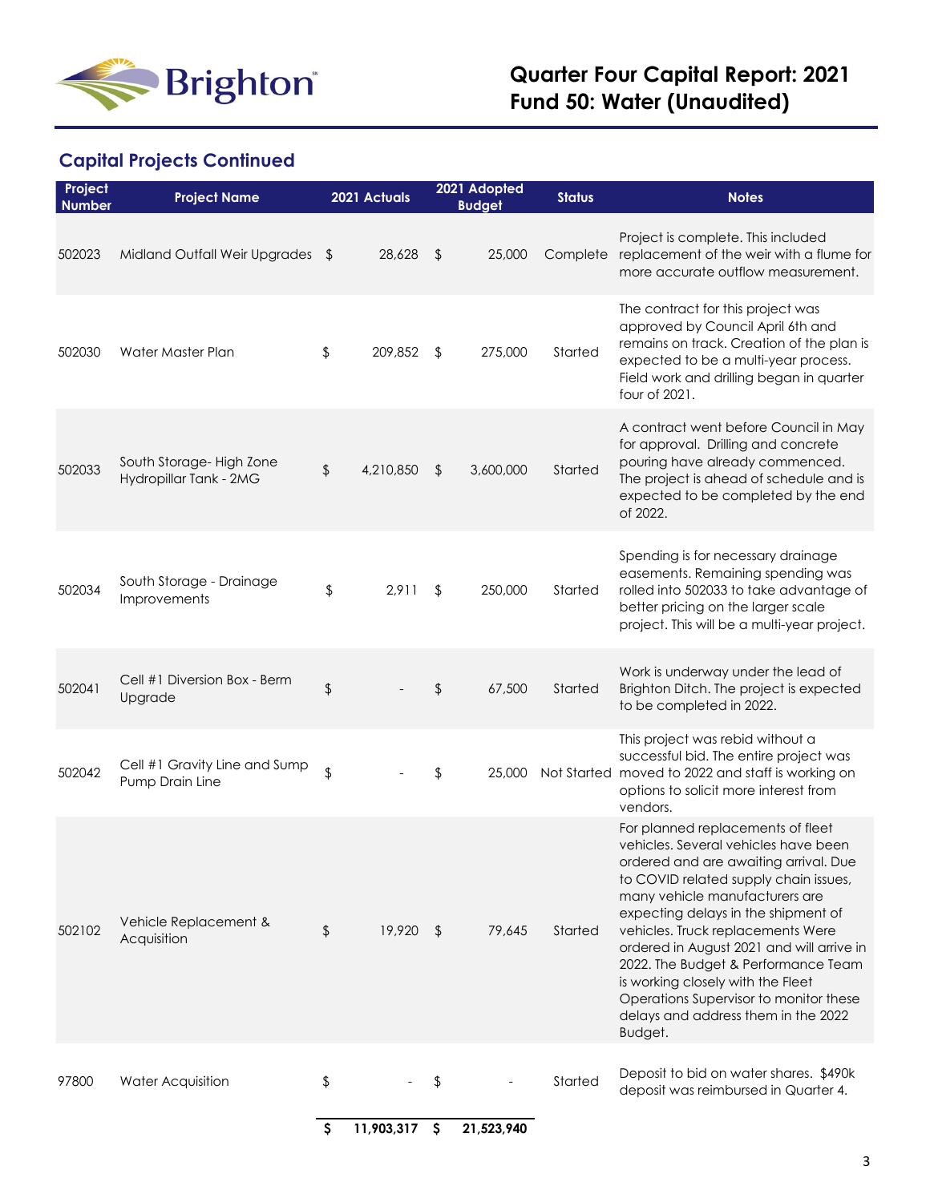# Quarter Four Capital Report: 2021
# Fund 50: Water (Unaudited)

## Capital Projects Continued

| Project Number | Project Name | 2021 Actuals | 2021 Adopted Budget | Status | Notes |
|---|---|---|---|---|---|
| 502023 | Midland Outfall Weir Upgrades | $ 28,628 | $ 25,000 | Complete | Project is complete. This included replacement of the weir with a flume for more accurate outflow measurement. |
| 502030 | Water Master Plan | $ 209,852 | $ 275,000 | Started | The contract for this project was approved by Council April 6th and remains on track. Creation of the plan is expected to be a multi-year process. Field work and drilling began in quarter four of 2021. |
| 502033 | South Storage- High Zone Hydropillar Tank - 2MG | $ 4,210,850 | $ 3,600,000 | Started | A contract went before Council in May for approval. Drilling and concrete pouring have already commenced. The project is ahead of schedule and is expected to be completed by the end of 2022. |
| 502034 | South Storage - Drainage Improvements | $ 2,911 | $ 250,000 | Started | Spending is for necessary drainage easements. Remaining spending was rolled into 502033 to take advantage of better pricing on the larger scale project. This will be a multi-year project. |
| 502041 | Cell #1 Diversion Box - Berm Upgrade | $ - | $ 67,500 | Started | Work is underway under the lead of Brighton Ditch. The project is expected to be completed in 2022. |
| 502042 | Cell #1 Gravity Line and Sump Pump Drain Line | $ - | $ 25,000 | Not Started | This project was rebid without a successful bid. The entire project was moved to 2022 and staff is working on options to solicit more interest from vendors. |
| 502102 | Vehicle Replacement & Acquisition | $ 19,920 | $ 79,645 | Started | For planned replacements of fleet vehicles. Several vehicles have been ordered and are awaiting arrival. Due to COVID related supply chain issues, many vehicle manufacturers are expecting delays in the shipment of vehicles. Truck replacements Were ordered in August 2021 and will arrive in 2022. The Budget & Performance Team is working closely with the Fleet Operations Supervisor to monitor these delays and address them in the 2022 Budget. |
| 97800 | Water Acquisition | $ - | $ - | Started | Deposit to bid on water shares. $490k deposit was reimbursed in Quarter 4. |
| | | **$ 11,903,317** | **$ 21,523,940** | | |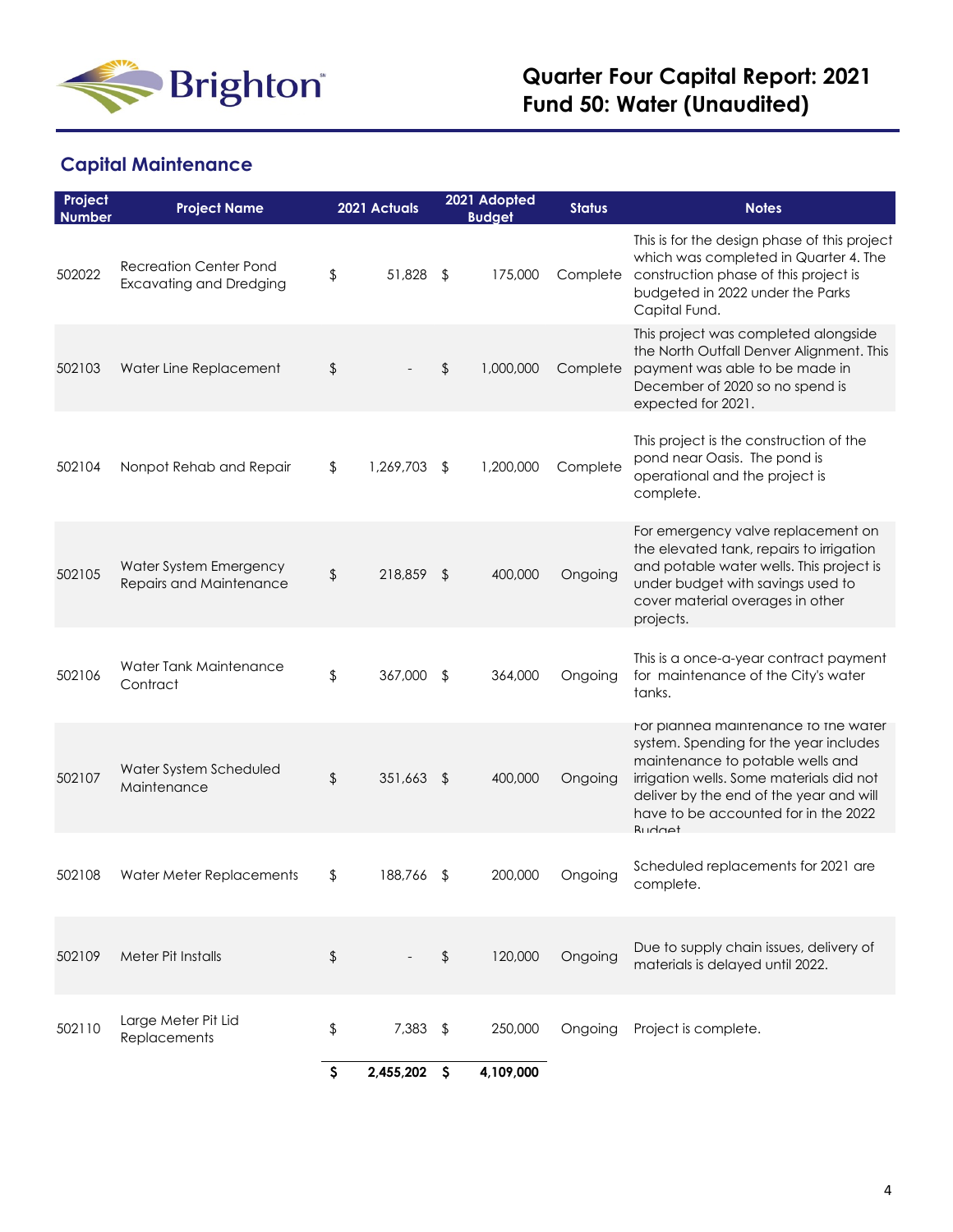# Quarter Four Capital Report: 2021
# Fund 50: Water (Unaudited)

## Capital Maintenance

| Project Number | Project Name | 2021 Actuals | 2021 Adopted Budget | Status | Notes |
|---|---|---|---|---|---|
| 502022 | Recreation Center Pond Excavating and Dredging | $ 51,828 | $ 175,000 | Complete | This is for the design phase of this project which was completed in Quarter 4. The construction phase of this project is budgeted in 2022 under the Parks Capital Fund. |
| 502103 | Water Line Replacement | $ - | $ 1,000,000 | Complete | This project was completed alongside the North Outfall Denver Alignment. This payment was able to be made in December of 2020 so no spend is expected for 2021. |
| 502104 | Nonpot Rehab and Repair | $ 1,269,703 | $ 1,200,000 | Complete | This project is the construction of the pond near Oasis. The pond is operational and the project is complete. |
| 502105 | Water System Emergency Repairs and Maintenance | $ 218,859 | $ 400,000 | Ongoing | For emergency valve replacement on the elevated tank, repairs to irrigation and potable water wells. This project is under budget with savings used to cover material overages in other projects. |
| 502106 | Water Tank Maintenance Contract | $ 367,000 | $ 364,000 | Ongoing | This is a once-a-year contract payment for maintenance of the City's water tanks. |
| 502107 | Water System Scheduled Maintenance | $ 351,663 | $ 400,000 | Ongoing | For planned maintenance to the water system. Spending for the year includes maintenance to potable wells and irrigation wells. Some materials did not deliver by the end of the year and will have to be accounted for in the 2022 Budget |
| 502108 | Water Meter Replacements | $ 188,766 | $ 200,000 | Ongoing | Scheduled replacements for 2021 are complete. |
| 502109 | Meter Pit Installs | $ - | $ 120,000 | Ongoing | Due to supply chain issues, delivery of materials is delayed until 2022. |
| 502110 | Large Meter Pit Lid Replacements | $ 7,383 | $ 250,000 | Ongoing | Project is complete. |
| | | **$ 2,455,202** | **$ 4,109,000** | | |